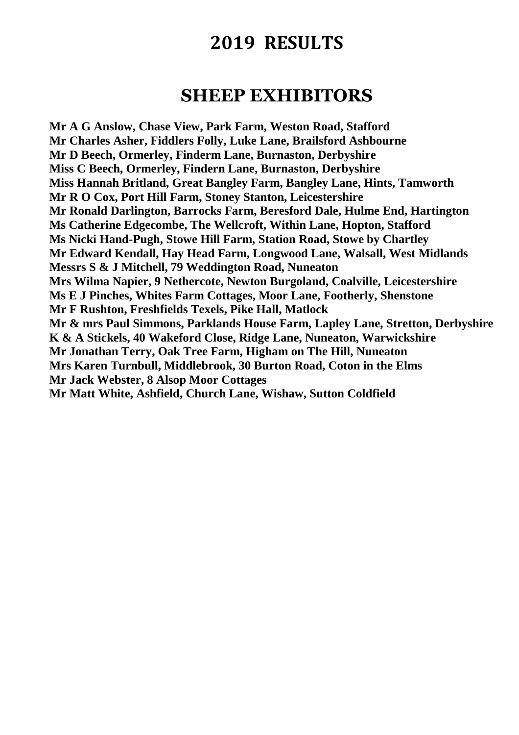# 2019 RESULTS

## SHEEP EXHIBITORS

**Mr A G Anslow, Chase View, Park Farm, Weston Road, Stafford**
**Mr Charles Asher, Fiddlers Folly, Luke Lane, Brailsford Ashbourne**
**Mr D Beech, Ormerley, Finderm Lane, Burnaston, Derbyshire**
**Miss C Beech, Ormerley, Findern Lane, Burnaston, Derbyshire**
**Miss Hannah Britland, Great Bangley Farm, Bangley Lane, Hints, Tamworth**
**Mr R O Cox, Port Hill Farm, Stoney Stanton, Leicestershire**
**Mr Ronald Darlington, Barrocks Farm, Beresford Dale, Hulme End, Hartington**
**Ms Catherine Edgecombe, The Wellcroft, Within Lane, Hopton, Stafford**
**Ms Nicki Hand-Pugh, Stowe Hill Farm, Station Road, Stowe by Chartley**
**Mr Edward Kendall, Hay Head Farm, Longwood Lane, Walsall, West Midlands**
**Messrs S & J Mitchell, 79 Weddington Road, Nuneaton**
**Mrs Wilma Napier, 9 Nethercote, Newton Burgoland, Coalville, Leicestershire**
**Ms E J Pinches, Whites Farm Cottages, Moor Lane, Footherly, Shenstone**
**Mr F Rushton, Freshfields Texels, Pike Hall, Matlock**
**Mr & mrs Paul Simmons, Parklands House Farm, Lapley Lane, Stretton, Derbyshire**
**K & A Stickels, 40 Wakeford Close, Ridge Lane, Nuneaton, Warwickshire**
**Mr Jonathan Terry, Oak Tree Farm, Higham on The Hill, Nuneaton**
**Mrs Karen Turnbull, Middlebrook, 30 Burton Road, Coton in the Elms**
**Mr Jack Webster, 8 Alsop Moor Cottages**
**Mr Matt White, Ashfield, Church Lane, Wishaw, Sutton Coldfield**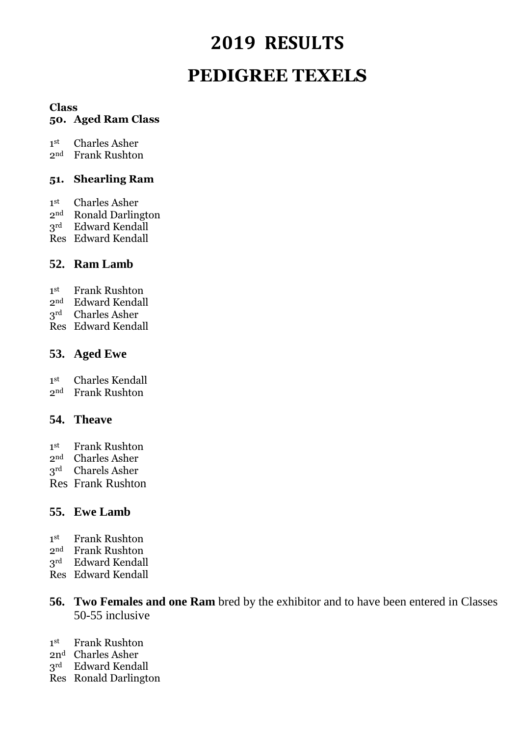# 2019 RESULTS

# PEDIGREE TEXELS

**Class**

**50. Aged Ram Class**

1st Charles Asher
2nd Frank Rushton

**51. Shearling Ram**

1st Charles Asher
2nd Ronald Darlington
3rd Edward Kendall
Res Edward Kendall

**52. Ram Lamb**

1st Frank Rushton
2nd Edward Kendall
3rd Charles Asher
Res Edward Kendall

**53. Aged Ewe**

1st Charles Kendall
2nd Frank Rushton

**54. Theave**

1st Frank Rushton
2nd Charles Asher
3rd Charels Asher
Res Frank Rushton

**55. Ewe Lamb**

1st Frank Rushton
2nd Frank Rushton
3rd Edward Kendall
Res Edward Kendall

**56. Two Females and one Ram** bred by the exhibitor and to have been entered in Classes 50-55 inclusive

1st Frank Rushton
2nd Charles Asher
3rd Edward Kendall
Res Ronald Darlington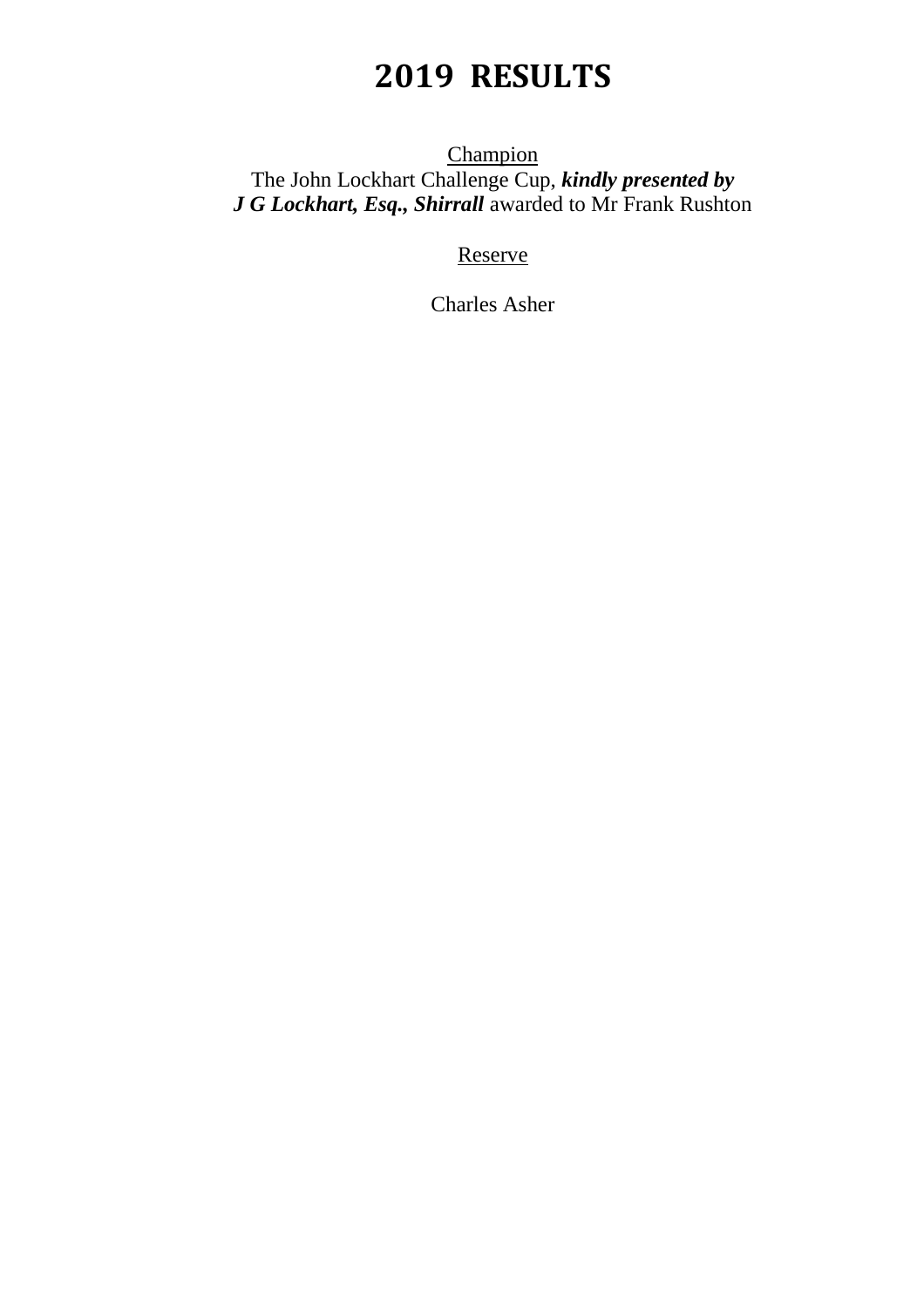# 2019 RESULTS

Champion
The John Lockhart Challenge Cup, ***kindly presented by J G Lockhart, Esq., Shirrall*** awarded to Mr Frank Rushton

Reserve

Charles Asher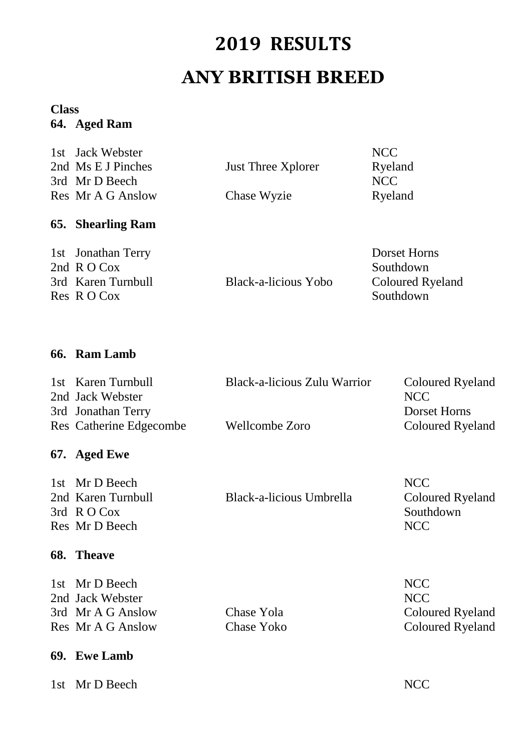# 2019 RESULTS

# ANY BRITISH BREED

**Class**

### 64. Aged Ram

| | | | |
|---|---|---|---|
| 1st | Jack Webster | | NCC |
| 2nd | Ms E J Pinches | Just Three Xplorer | Ryeland |
| 3rd | Mr D Beech | | NCC |
| Res | Mr A G Anslow | Chase Wyzie | Ryeland |

### 65. Shearling Ram

| | | | |
|---|---|---|---|
| 1st | Jonathan Terry | | Dorset Horns |
| 2nd | R O Cox | | Southdown |
| 3rd | Karen Turnbull | Black-a-licious Yobo | Coloured Ryeland |
| Res | R O Cox | | Southdown |

### 66. Ram Lamb

| | | | |
|---|---|---|---|
| 1st | Karen Turnbull | Black-a-licious Zulu Warrior | Coloured Ryeland |
| 2nd | Jack Webster | | NCC |
| 3rd | Jonathan Terry | | Dorset Horns |
| Res | Catherine Edgecombe | Wellcombe Zoro | Coloured Ryeland |

### 67. Aged Ewe

| | | | |
|---|---|---|---|
| 1st | Mr D Beech | | NCC |
| 2nd | Karen Turnbull | Black-a-licious Umbrella | Coloured Ryeland |
| 3rd | R O Cox | | Southdown |
| Res | Mr D Beech | | NCC |

### 68. Theave

| | | | |
|---|---|---|---|
| 1st | Mr D Beech | | NCC |
| 2nd | Jack Webster | | NCC |
| 3rd | Mr A G Anslow | Chase Yola | Coloured Ryeland |
| Res | Mr A G Anslow | Chase Yoko | Coloured Ryeland |

### 69. Ewe Lamb

| | | | |
|---|---|---|---|
| 1st | Mr D Beech | | NCC |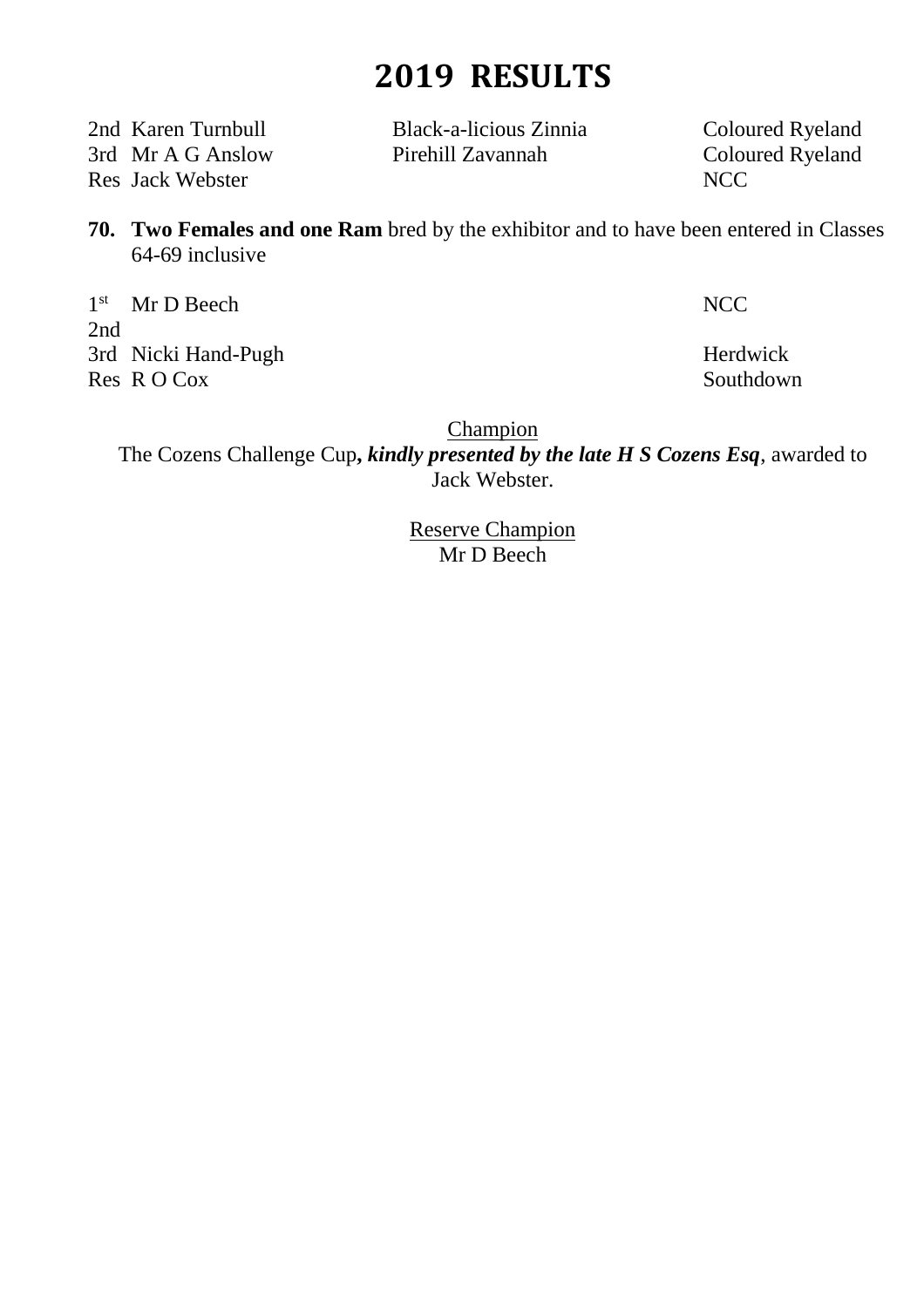# 2019 RESULTS

| | | | |
|---|---|---|---|
| 2nd | Karen Turnbull | Black-a-licious Zinnia | Coloured Ryeland |
| 3rd | Mr A G Anslow | Pirehill Zavannah | Coloured Ryeland |
| Res | Jack Webster | | NCC |

**70. Two Females and one Ram** bred by the exhibitor and to have been entered in Classes 64-69 inclusive

| | | |
|---|---|---|
| 1st | Mr D Beech | NCC |
| 2nd | | |
| 3rd | Nicki Hand-Pugh | Herdwick |
| Res | R O Cox | Southdown |

Champion

The Cozens Challenge Cup***, kindly presented by the late H S Cozens Esq***, awarded to Jack Webster.

Reserve Champion

Mr D Beech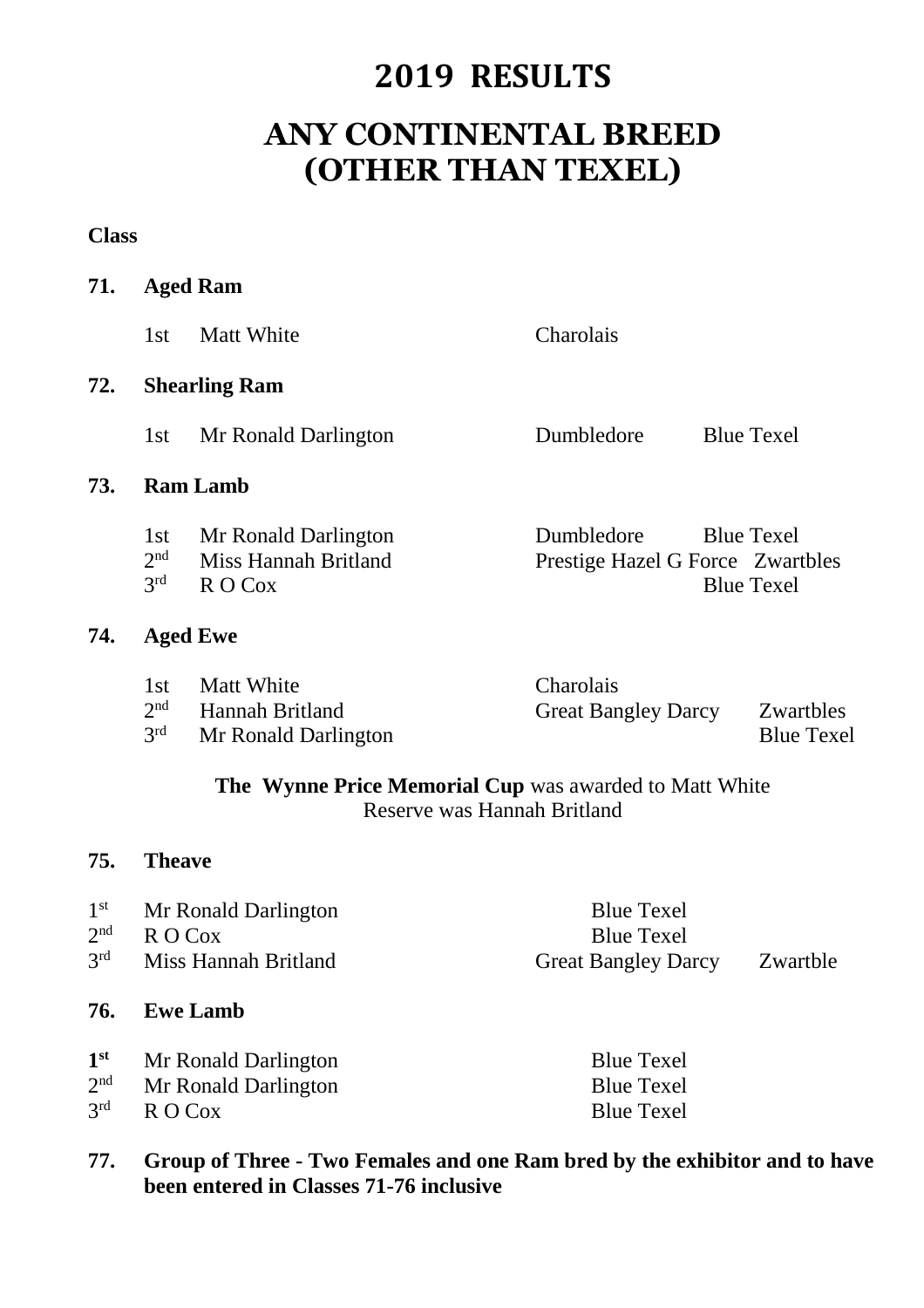# 2019 RESULTS

# ANY CONTINENTAL BREED (OTHER THAN TEXEL)

**Class**

**71. Aged Ram**

| | | | |
|---|---|---|---|
| 1st | Matt White | Charolais | |

**72. Shearling Ram**

| | | | |
|---|---|---|---|
| 1st | Mr Ronald Darlington | Dumbledore | Blue Texel |

**73. Ram Lamb**

| | | | |
|---|---|---|---|
| 1st | Mr Ronald Darlington | Dumbledore | Blue Texel |
| 2nd | Miss Hannah Britland | Prestige Hazel G Force | Zwartbles |
| 3rd | R O Cox | | Blue Texel |

**74. Aged Ewe**

| | | | |
|---|---|---|---|
| 1st | Matt White | Charolais | |
| 2nd | Hannah Britland | Great Bangley Darcy | Zwartbles |
| 3rd | Mr Ronald Darlington | | Blue Texel |

**The Wynne Price Memorial Cup** was awarded to Matt White
Reserve was Hannah Britland

**75. Theave**

| | | | |
|---|---|---|---|
| 1st | Mr Ronald Darlington | | Blue Texel |
| 2nd | R O Cox | | Blue Texel |
| 3rd | Miss Hannah Britland | Great Bangley Darcy | Zwartble |

**76. Ewe Lamb**

| | | | |
|---|---|---|---|
| **1st** | Mr Ronald Darlington | | Blue Texel |
| 2nd | Mr Ronald Darlington | | Blue Texel |
| 3rd | R O Cox | | Blue Texel |

**77. Group of Three - Two Females and one Ram bred by the exhibitor and to have been entered in Classes 71-76 inclusive**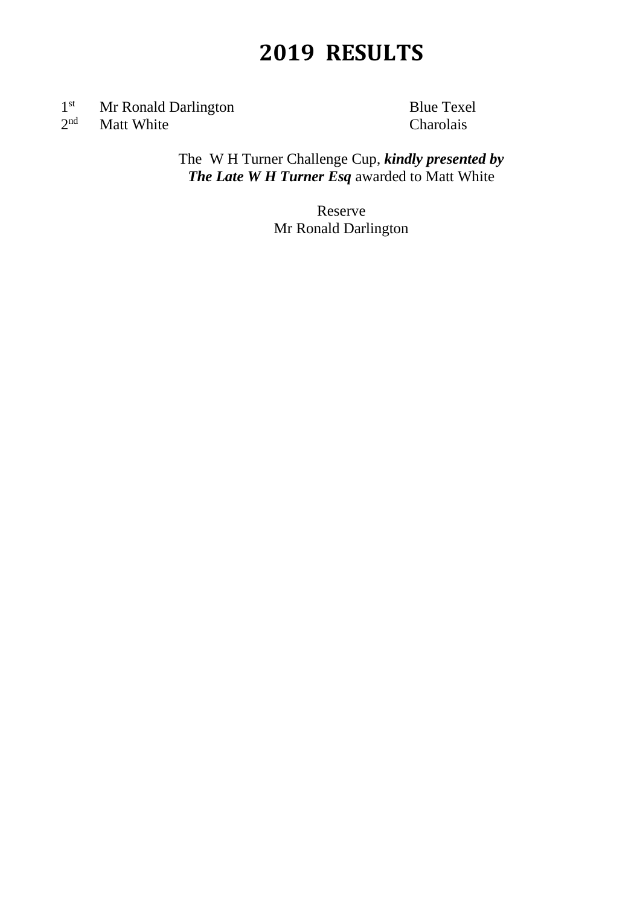# 2019 RESULTS

| | | |
|---|---|---|
| 1st | Mr Ronald Darlington | Blue Texel |
| 2nd | Matt White | Charolais |

The W H Turner Challenge Cup, ***kindly presented by The Late W H Turner Esq*** awarded to Matt White

Reserve
Mr Ronald Darlington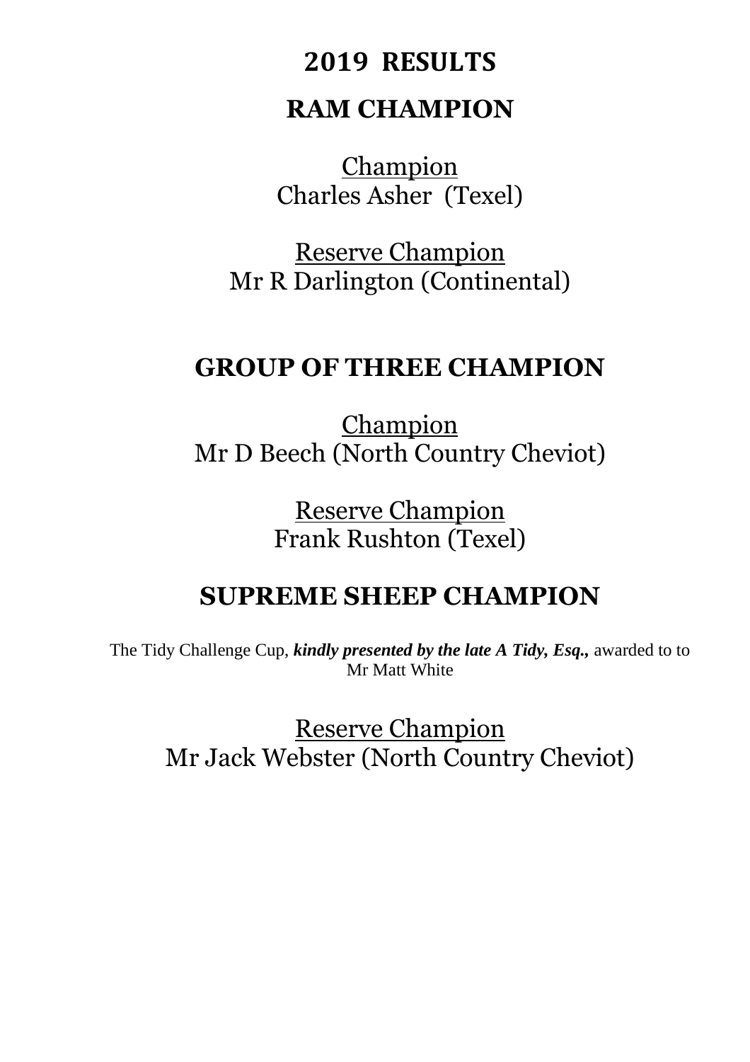# 2019 RESULTS

## RAM CHAMPION

Champion
Charles Asher (Texel)

Reserve Champion
Mr R Darlington (Continental)

## GROUP OF THREE CHAMPION

Champion
Mr D Beech (North Country Cheviot)

Reserve Champion
Frank Rushton (Texel)

## SUPREME SHEEP CHAMPION

The Tidy Challenge Cup, ***kindly presented by the late A Tidy, Esq.,*** awarded to to Mr Matt White

Reserve Champion
Mr Jack Webster (North Country Cheviot)